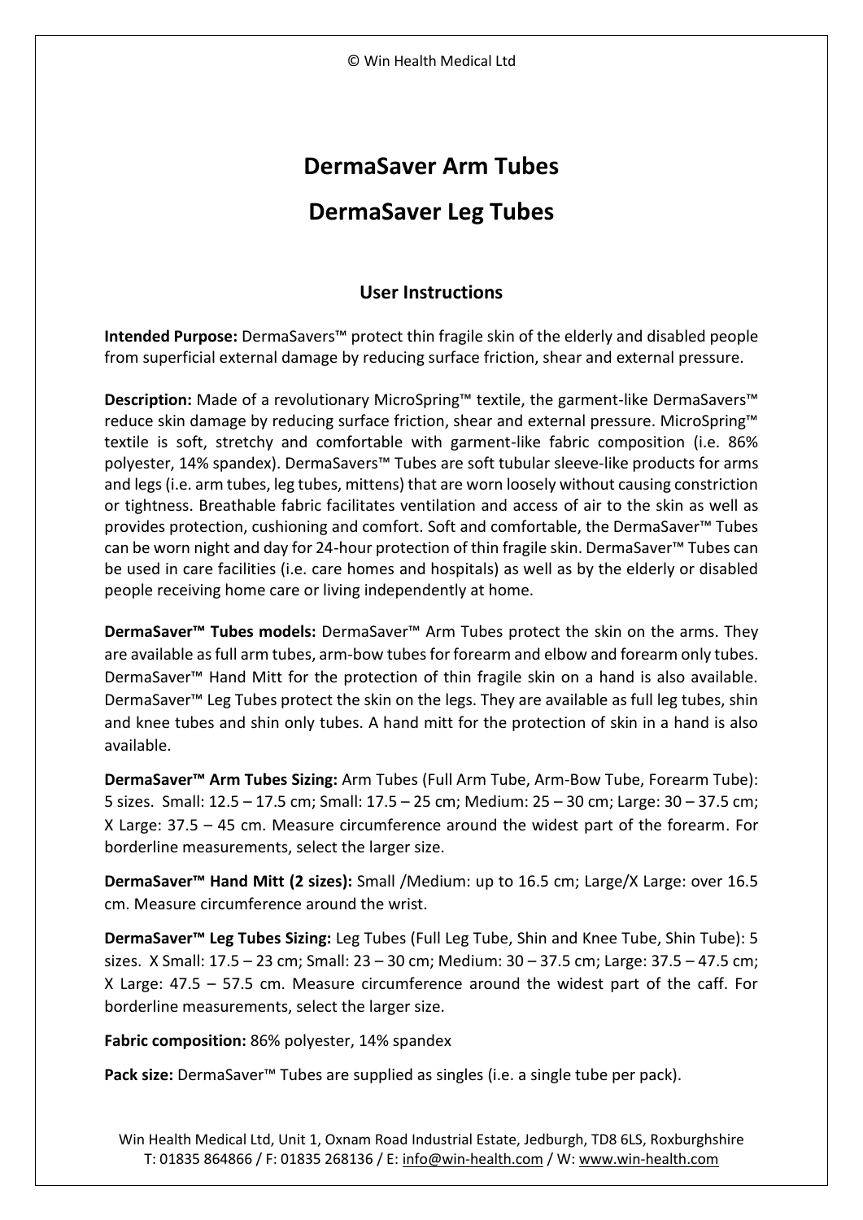# DermaSaver Arm Tubes

# DermaSaver Leg Tubes

## User Instructions

**Intended Purpose:** DermaSavers™ protect thin fragile skin of the elderly and disabled people from superficial external damage by reducing surface friction, shear and external pressure.

**Description:** Made of a revolutionary MicroSpring™ textile, the garment-like DermaSavers™ reduce skin damage by reducing surface friction, shear and external pressure. MicroSpring™ textile is soft, stretchy and comfortable with garment-like fabric composition (i.e. 86% polyester, 14% spandex). DermaSavers™ Tubes are soft tubular sleeve-like products for arms and legs (i.e. arm tubes, leg tubes, mittens) that are worn loosely without causing constriction or tightness. Breathable fabric facilitates ventilation and access of air to the skin as well as provides protection, cushioning and comfort. Soft and comfortable, the DermaSaver™ Tubes can be worn night and day for 24-hour protection of thin fragile skin. DermaSaver™ Tubes can be used in care facilities (i.e. care homes and hospitals) as well as by the elderly or disabled people receiving home care or living independently at home.

**DermaSaver™ Tubes models:** DermaSaver™ Arm Tubes protect the skin on the arms. They are available as full arm tubes, arm-bow tubes for forearm and elbow and forearm only tubes. DermaSaver™ Hand Mitt for the protection of thin fragile skin on a hand is also available. DermaSaver™ Leg Tubes protect the skin on the legs. They are available as full leg tubes, shin and knee tubes and shin only tubes. A hand mitt for the protection of skin in a hand is also available.

**DermaSaver™ Arm Tubes Sizing:** Arm Tubes (Full Arm Tube, Arm-Bow Tube, Forearm Tube): 5 sizes. Small: 12.5 – 17.5 cm; Small: 17.5 – 25 cm; Medium: 25 – 30 cm; Large: 30 – 37.5 cm; X Large: 37.5 – 45 cm. Measure circumference around the widest part of the forearm. For borderline measurements, select the larger size.

**DermaSaver™ Hand Mitt (2 sizes):** Small /Medium: up to 16.5 cm; Large/X Large: over 16.5 cm. Measure circumference around the wrist.

**DermaSaver™ Leg Tubes Sizing:** Leg Tubes (Full Leg Tube, Shin and Knee Tube, Shin Tube): 5 sizes. X Small: 17.5 – 23 cm; Small: 23 – 30 cm; Medium: 30 – 37.5 cm; Large: 37.5 – 47.5 cm; X Large: 47.5 – 57.5 cm. Measure circumference around the widest part of the caff. For borderline measurements, select the larger size.

**Fabric composition:** 86% polyester, 14% spandex

**Pack size:** DermaSaver™ Tubes are supplied as singles (i.e. a single tube per pack).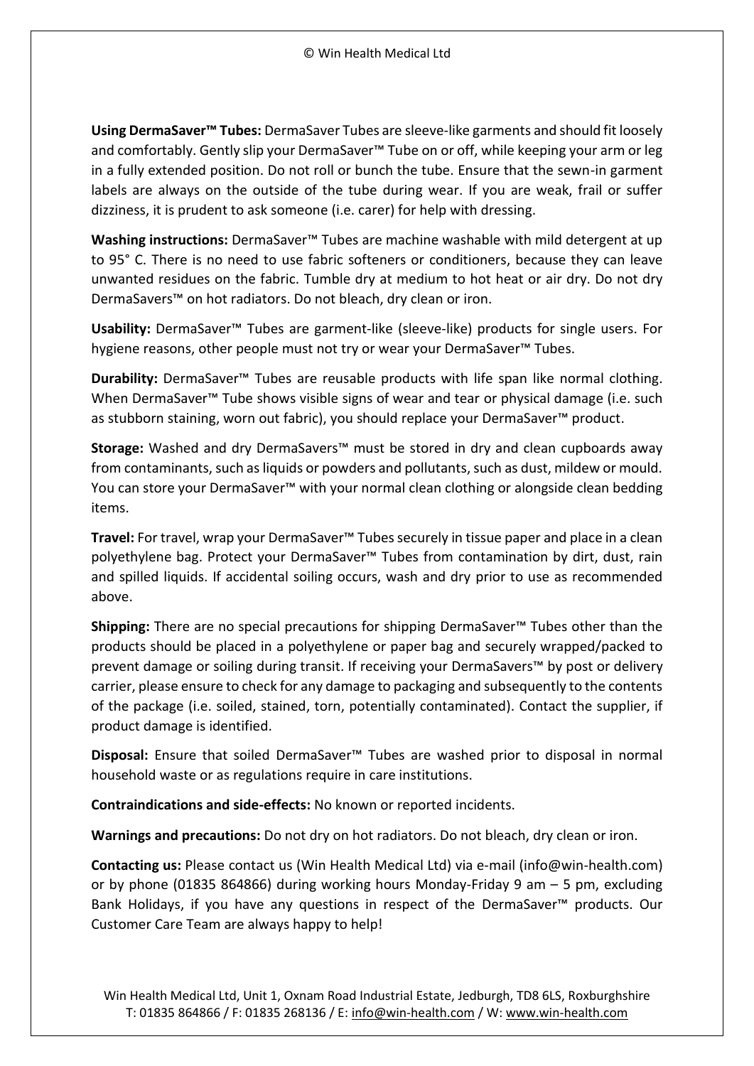**Using DermaSaver™ Tubes:** DermaSaver Tubes are sleeve-like garments and should fit loosely and comfortably. Gently slip your DermaSaver™ Tube on or off, while keeping your arm or leg in a fully extended position. Do not roll or bunch the tube. Ensure that the sewn-in garment labels are always on the outside of the tube during wear. If you are weak, frail or suffer dizziness, it is prudent to ask someone (i.e. carer) for help with dressing.

**Washing instructions:** DermaSaver™ Tubes are machine washable with mild detergent at up to 95° C. There is no need to use fabric softeners or conditioners, because they can leave unwanted residues on the fabric. Tumble dry at medium to hot heat or air dry. Do not dry DermaSavers™ on hot radiators. Do not bleach, dry clean or iron.

**Usability:** DermaSaver™ Tubes are garment-like (sleeve-like) products for single users. For hygiene reasons, other people must not try or wear your DermaSaver™ Tubes.

**Durability:** DermaSaver™ Tubes are reusable products with life span like normal clothing. When DermaSaver™ Tube shows visible signs of wear and tear or physical damage (i.e. such as stubborn staining, worn out fabric), you should replace your DermaSaver™ product.

**Storage:** Washed and dry DermaSavers™ must be stored in dry and clean cupboards away from contaminants, such as liquids or powders and pollutants, such as dust, mildew or mould. You can store your DermaSaver™ with your normal clean clothing or alongside clean bedding items.

**Travel:** For travel, wrap your DermaSaver™ Tubes securely in tissue paper and place in a clean polyethylene bag. Protect your DermaSaver™ Tubes from contamination by dirt, dust, rain and spilled liquids. If accidental soiling occurs, wash and dry prior to use as recommended above.

**Shipping:** There are no special precautions for shipping DermaSaver™ Tubes other than the products should be placed in a polyethylene or paper bag and securely wrapped/packed to prevent damage or soiling during transit. If receiving your DermaSavers™ by post or delivery carrier, please ensure to check for any damage to packaging and subsequently to the contents of the package (i.e. soiled, stained, torn, potentially contaminated). Contact the supplier, if product damage is identified.

**Disposal:** Ensure that soiled DermaSaver™ Tubes are washed prior to disposal in normal household waste or as regulations require in care institutions.

**Contraindications and side-effects:** No known or reported incidents.

**Warnings and precautions:** Do not dry on hot radiators. Do not bleach, dry clean or iron.

**Contacting us:** Please contact us (Win Health Medical Ltd) via e-mail (info@win-health.com) or by phone (01835 864866) during working hours Monday-Friday 9 am – 5 pm, excluding Bank Holidays, if you have any questions in respect of the DermaSaver™ products. Our Customer Care Team are always happy to help!